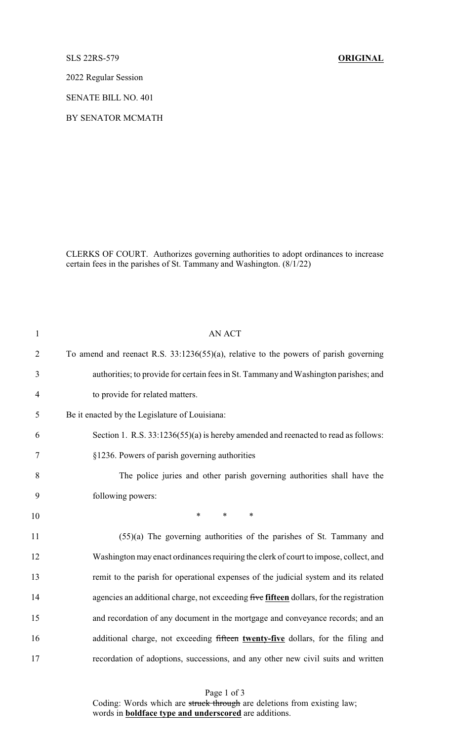SLS 22RS-579 **ORIGINAL**

2022 Regular Session

SENATE BILL NO. 401

BY SENATOR MCMATH

CLERKS OF COURT. Authorizes governing authorities to adopt ordinances to increase certain fees in the parishes of St. Tammany and Washington. (8/1/22)

AN ACT

To amend and reenact R.S. 33:1236(55)(a), relative to the powers of parish governing authorities; to provide for certain fees in St. Tammany and Washington parishes; and to provide for related matters.

Be it enacted by the Legislature of Louisiana:

Section 1. R.S. 33:1236(55)(a) is hereby amended and reenacted to read as follows:

§1236. Powers of parish governing authorities

The police juries and other parish governing authorities shall have the following powers:

\* \* \*

(55)(a) The governing authorities of the parishes of St. Tammany and Washington may enact ordinances requiring the clerk of court to impose, collect, and remit to the parish for operational expenses of the judicial system and its related agencies an additional charge, not exceeding ~~five~~ **fifteen** dollars, for the registration and recordation of any document in the mortgage and conveyance records; and an additional charge, not exceeding ~~fifteen~~ **twenty-five** dollars, for the filing and recordation of adoptions, successions, and any other new civil suits and written

Coding: Words which are ~~struck through~~ are deletions from existing law; words in **boldface type and underscored** are additions.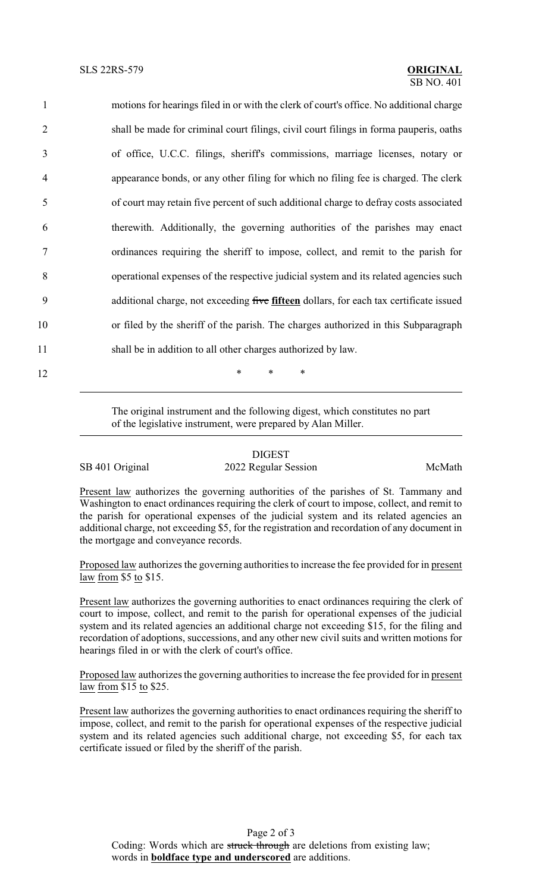motions for hearings filed in or with the clerk of court's office. No additional charge shall be made for criminal court filings, civil court filings in forma pauperis, oaths of office, U.C.C. filings, sheriff's commissions, marriage licenses, notary or appearance bonds, or any other filing for which no filing fee is charged. The clerk of court may retain five percent of such additional charge to defray costs associated therewith. Additionally, the governing authorities of the parishes may enact ordinances requiring the sheriff to impose, collect, and remit to the parish for operational expenses of the respective judicial system and its related agencies such additional charge, not exceeding ~~five~~ **fifteen** dollars, for each tax certificate issued or filed by the sheriff of the parish. The charges authorized in this Subparagraph shall be in addition to all other charges authorized by law.

\* \* \*

The original instrument and the following digest, which constitutes no part of the legislative instrument, were prepared by Alan Miller.

DIGEST

SB 401 Original — 2022 Regular Session — McMath

Present law authorizes the governing authorities of the parishes of St. Tammany and Washington to enact ordinances requiring the clerk of court to impose, collect, and remit to the parish for operational expenses of the judicial system and its related agencies an additional charge, not exceeding $5, for the registration and recordation of any document in the mortgage and conveyance records.

Proposed law authorizes the governing authorities to increase the fee provided for in present law from $5 to $15.

Present law authorizes the governing authorities to enact ordinances requiring the clerk of court to impose, collect, and remit to the parish for operational expenses of the judicial system and its related agencies an additional charge not exceeding $15, for the filing and recordation of adoptions, successions, and any other new civil suits and written motions for hearings filed in or with the clerk of court's office.

Proposed law authorizes the governing authorities to increase the fee provided for in present law from $15 to $25.

Present law authorizes the governing authorities to enact ordinances requiring the sheriff to impose, collect, and remit to the parish for operational expenses of the respective judicial system and its related agencies such additional charge, not exceeding $5, for each tax certificate issued or filed by the sheriff of the parish.

Coding: Words which are ~~struck through~~ are deletions from existing law; words in **boldface type and underscored** are additions.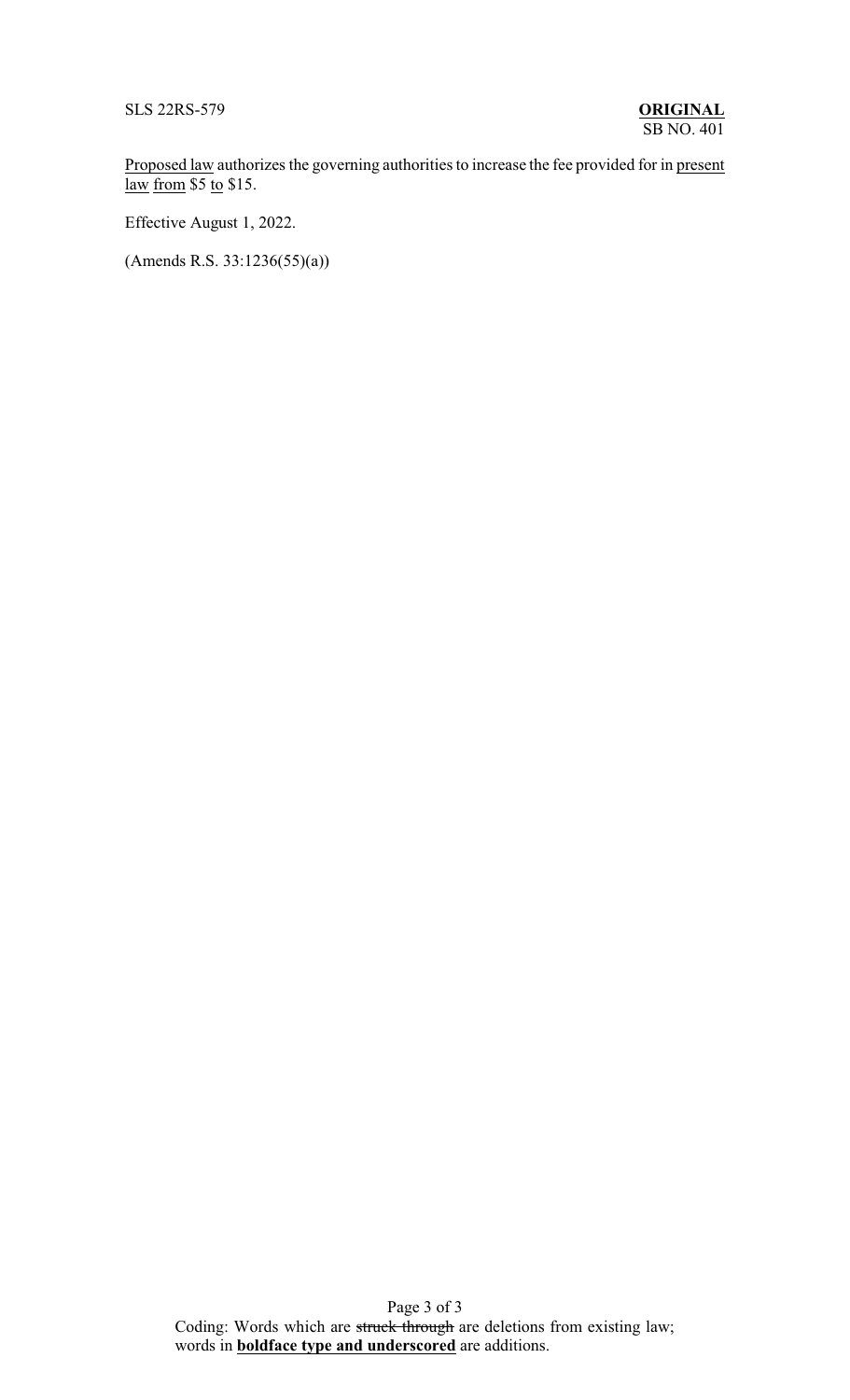Proposed law authorizes the governing authorities to increase the fee provided for in present law from $5 to $15.

Effective August 1, 2022.

(Amends R.S. 33:1236(55)(a))

Coding: Words which are ~~struck through~~ are deletions from existing law; words in **boldface type and underscored** are additions.